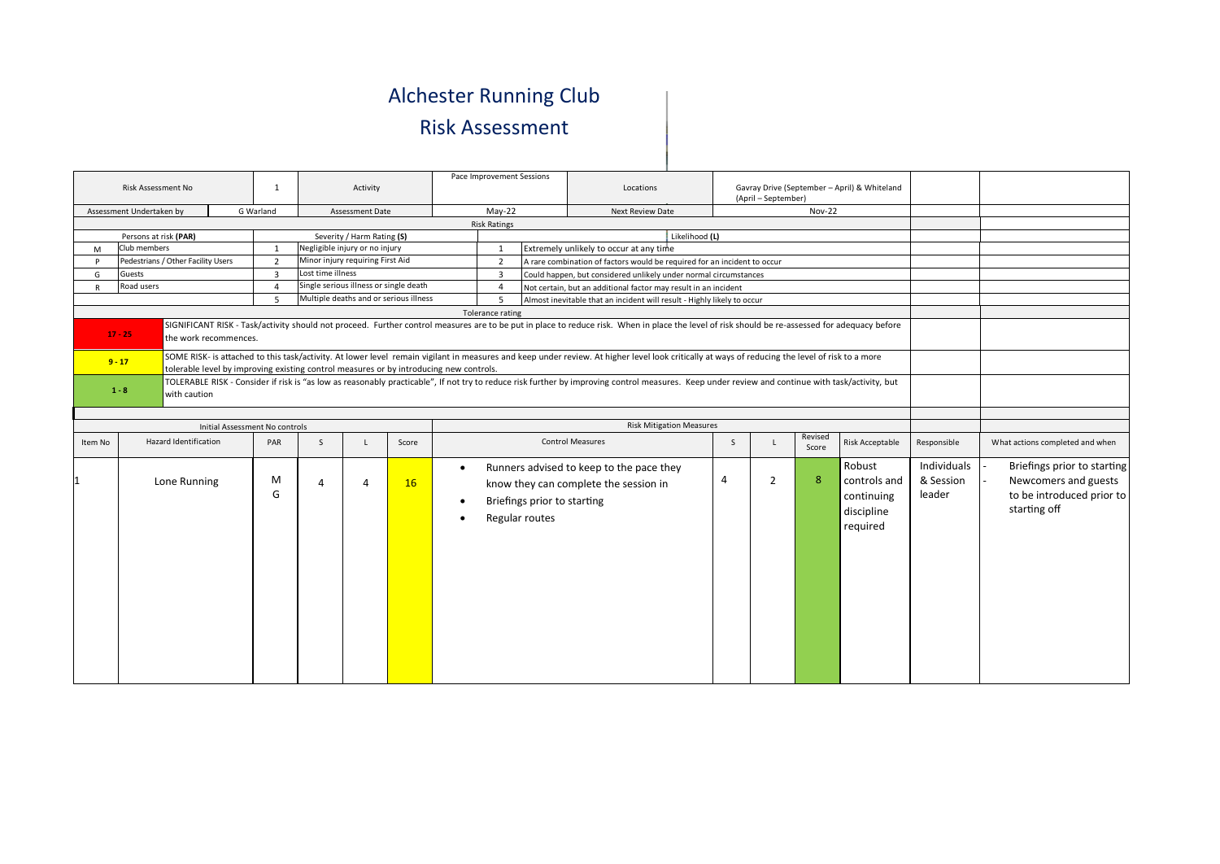# Alchester Running Club

## Risk Assessment

| | | | | |
|---|---|---|---|---|
| Risk Assessment No | 1 | Activity | Pace Improvement Sessions | |
| Locations | Gavray Drive (September – April) & Whiteland (April – September) | | | |
| Assessment Undertaken by | G Warland | Assessment Date | May-22 | |
| Next Review Date | Nov-22 | | | |

### Risk Ratings

| Persons at risk (PAR) | | Severity / Harm Rating (S) | | Likelihood (L) | |
|---|---|---|---|---|---|
| M | Club members | 1 | Negligible injury or no injury | 1 | Extremely unlikely to occur at any time |
| P | Pedestrians / Other Facility Users | 2 | Minor injury requiring First Aid | 2 | A rare combination of factors would be required for an incident to occur |
| G | Guests | 3 | Lost time illness | 3 | Could happen, but considered unlikely under normal circumstances |
| R | Road users | 4 | Single serious illness or single death | 4 | Not certain, but an additional factor may result in an incident |
| | | 5 | Multiple deaths and or serious illness | 5 | Almost inevitable that an incident will result - Highly likely to occur |

### Tolerance rating

| | |
|---|---|
| 17 - 25 | SIGNIFICANT RISK - Task/activity should not proceed. Further control measures are to be put in place to reduce risk. When in place the level of risk should be re-assessed for adequacy before the work recommences. |
| 9 - 17 | SOME RISK- is attached to this task/activity. At lower level remain vigilant in measures and keep under review. At higher level look critically at ways of reducing the level of risk to a more tolerable level by improving existing control measures or by introducing new controls. |
| 1 - 8 | TOLERABLE RISK - Consider if risk is "as low as reasonably practicable", If not try to reduce risk further by improving control measures. Keep under review and continue with task/activity, but with caution |

| Initial Assessment No controls | | | | | | Risk Mitigation Measures | | | | | | |
|---|---|---|---|---|---|---|---|---|---|---|---|---|
| Item No | Hazard Identification | PAR | S | L | Score | Control Measures | S | L | Revised Score | Risk Acceptable | Responsible | What actions completed and when |
| 1 | Lone Running | M G | 4 | 4 | 16 | • Runners advised to keep to the pace they know they can complete the session in<br>• Briefings prior to starting<br>• Regular routes | 4 | 2 | 8 | Robust controls and continuing discipline required | Individuals & Session leader | - Briefings prior to starting<br>- Newcomers and guests to be introduced prior to starting off |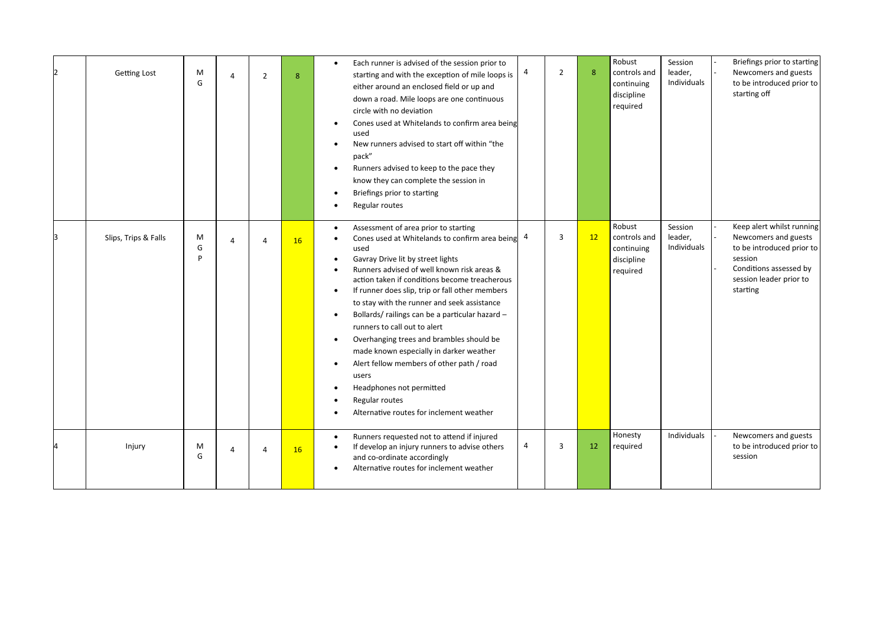| | | | | | | | | | | | | |
|---|---|---|---|---|---|---|---|---|---|---|---|---|
| 2 | Getting Lost | M G | 4 | 2 | 8 | • Each runner is advised of the session prior to starting and with the exception of mile loops is either around an enclosed field or up and down a road. Mile loops are one continuous circle with no deviation<br>• Cones used at Whitelands to confirm area being used<br>• New runners advised to start off within "the pack"<br>• Runners advised to keep to the pace they know they can complete the session in<br>• Briefings prior to starting<br>• Regular routes | 4 | 2 | 8 | Robust controls and continuing discipline required | Session leader, Individuals | - Briefings prior to starting<br>- Newcomers and guests to be introduced prior to starting off |
| 3 | Slips, Trips & Falls | M G P | 4 | 4 | 16 | • Assessment of area prior to starting<br>• Cones used at Whitelands to confirm area being used<br>• Gavray Drive lit by street lights<br>• Runners advised of well known risk areas & action taken if conditions become treacherous<br>• If runner does slip, trip or fall other members to stay with the runner and seek assistance<br>• Bollards/ railings can be a particular hazard – runners to call out to alert<br>• Overhanging trees and brambles should be made known especially in darker weather<br>• Alert fellow members of other path / road users<br>• Headphones not permitted<br>• Regular routes<br>• Alternative routes for inclement weather | 4 | 3 | 12 | Robust controls and continuing discipline required | Session leader, Individuals | - Keep alert whilst running<br>- Newcomers and guests to be introduced prior to session<br>- Conditions assessed by session leader prior to starting |
| 4 | Injury | M G | 4 | 4 | 16 | • Runners requested not to attend if injured<br>• If develop an injury runners to advise others and co-ordinate accordingly<br>• Alternative routes for inclement weather | 4 | 3 | 12 | Honesty required | Individuals | - Newcomers and guests to be introduced prior to session |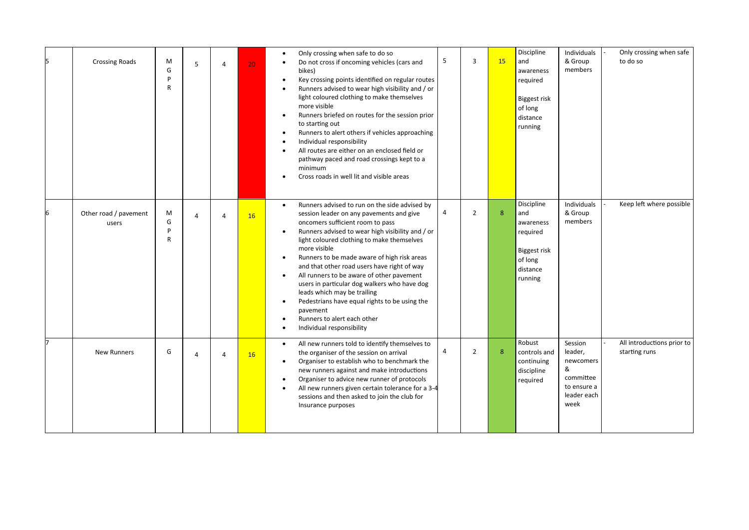| | | | | | | | | | | | | |
|---|---|---|---|---|---|---|---|---|---|---|---|---|
| 5 | Crossing Roads | M G P R | 5 | 4 | 20 | • Only crossing when safe to do so<br>• Do not cross if oncoming vehicles (cars and bikes)<br>• Key crossing points identified on regular routes<br>• Runners advised to wear high visibility and / or light coloured clothing to make themselves more visible<br>• Runners briefed on routes for the session prior to starting out<br>• Runners to alert others if vehicles approaching<br>• Individual responsibility<br>• All routes are either on an enclosed field or pathway paced and road crossings kept to a minimum<br>• Cross roads in well lit and visible areas | 5 | 3 | 15 | Discipline and awareness required<br><br>Biggest risk of long distance running | Individuals & Group members | - | Only crossing when safe to do so |
| 6 | Other road / pavement users | M G P R | 4 | 4 | 16 | • Runners advised to run on the side advised by session leader on any pavements and give oncomers sufficient room to pass<br>• Runners advised to wear high visibility and / or light coloured clothing to make themselves more visible<br>• Runners to be made aware of high risk areas and that other road users have right of way<br>• All runners to be aware of other pavement users in particular dog walkers who have dog leads which may be trailing<br>• Pedestrians have equal rights to be using the pavement<br>• Runners to alert each other<br>• Individual responsibility | 4 | 2 | 8 | Discipline and awareness required<br><br>Biggest risk of long distance running | Individuals & Group members | - | Keep left where possible |
| 7 | New Runners | G | 4 | 4 | 16 | • All new runners told to identify themselves to the organiser of the session on arrival<br>• Organiser to establish who to benchmark the new runners against and make introductions<br>• Organiser to advice new runner of protocols<br>• All new runners given certain tolerance for a 3-4 sessions and then asked to join the club for Insurance purposes | 4 | 2 | 8 | Robust controls and continuing discipline required | Session leader, newcomers & committee to ensure a leader each week | - | All introductions prior to starting runs |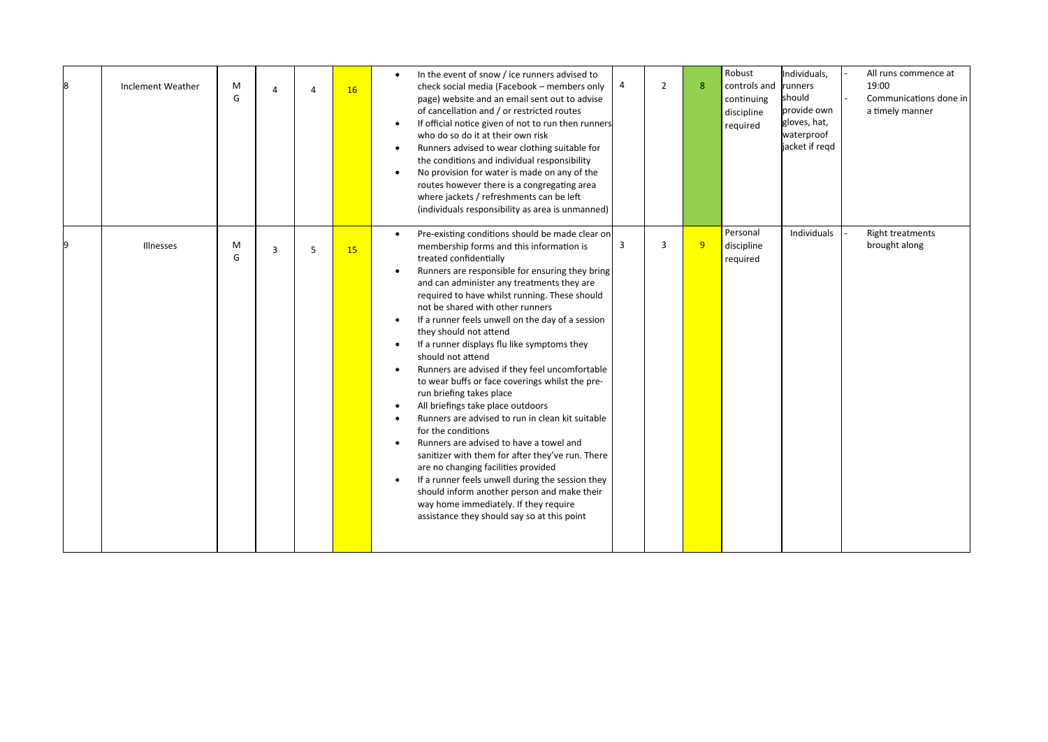| | | | | | | | | | | | | |
|---|---|---|---|---|---|---|---|---|---|---|---|---|
| 8 | Inclement Weather | MG | 4 | 4 | 16 | • In the event of snow / ice runners advised to check social media (Facebook – members only page) website and an email sent out to advise of cancellation and / or restricted routes<br>• If official notice given of not to run then runners who do so do it at their own risk<br>• Runners advised to wear clothing suitable for the conditions and individual responsibility<br>• No provision for water is made on any of the routes however there is a congregating area where jackets / refreshments can be left (individuals responsibility as area is unmanned) | 4 | 2 | 8 | Robust controls and continuing discipline required | Individuals, runners should provide own gloves, hat, waterproof jacket if reqd | - All runs commence at 19:00<br>- Communications done in a timely manner |
| 9 | Illnesses | MG | 3 | 5 | 15 | • Pre-existing conditions should be made clear on membership forms and this information is treated confidentially<br>• Runners are responsible for ensuring they bring and can administer any treatments they are required to have whilst running. These should not be shared with other runners<br>• If a runner feels unwell on the day of a session they should not attend<br>• If a runner displays flu like symptoms they should not attend<br>• Runners are advised if they feel uncomfortable to wear buffs or face coverings whilst the pre-run briefing takes place<br>• All briefings take place outdoors<br>• Runners are advised to run in clean kit suitable for the conditions<br>• Runners are advised to have a towel and sanitizer with them for after they've run. There are no changing facilities provided<br>• If a runner feels unwell during the session they should inform another person and make their way home immediately. If they require assistance they should say so at this point | 3 | 3 | 9 | Personal discipline required | Individuals | - Right treatments brought along |